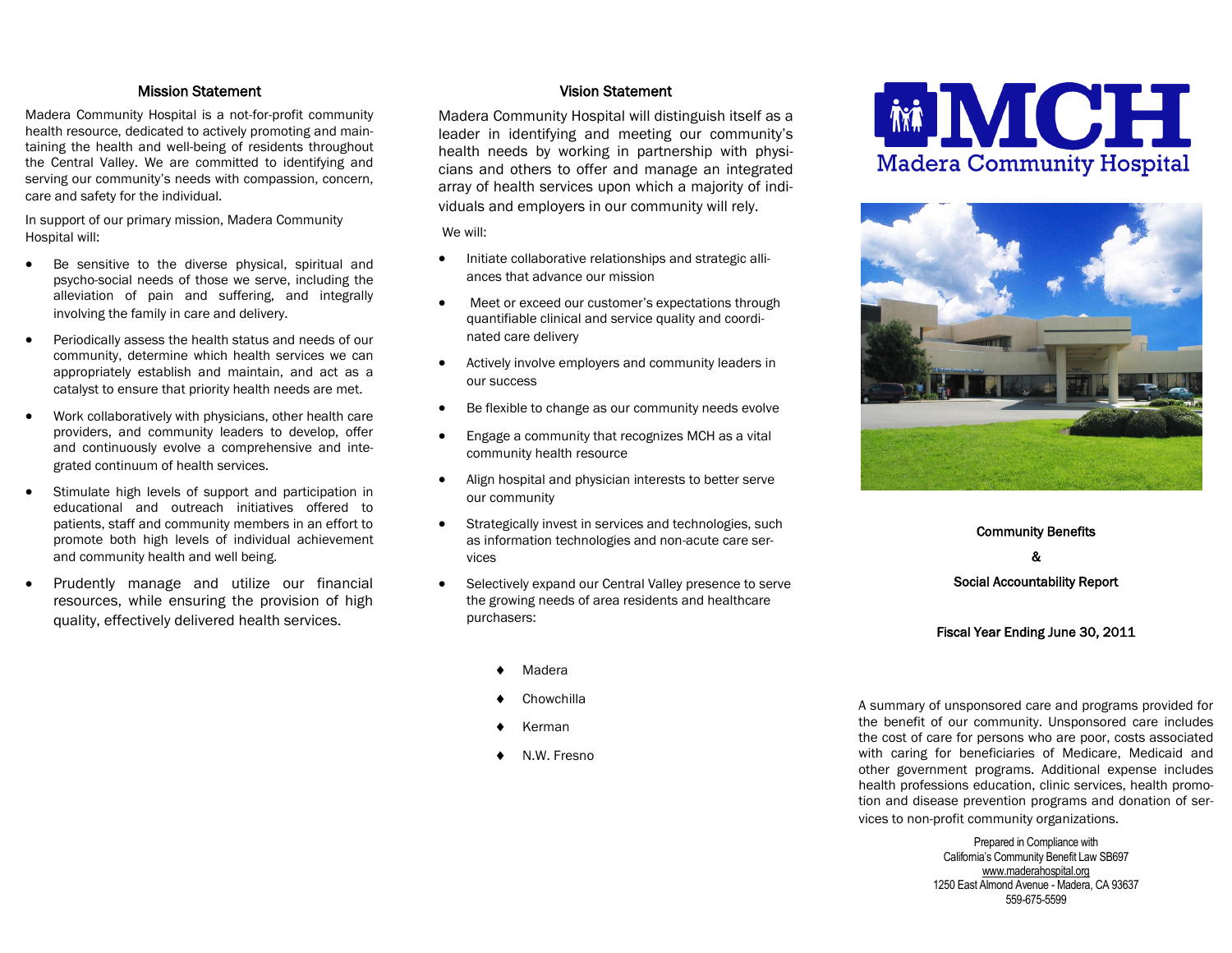## Mission Statement

Madera Community Hospital is a not-for-profit community health resource, dedicated to actively promoting and maintaining the health and well-being of residents throughout the Central Valley. We are committed to identifying and serving our community's needs with compassion, concern, care and safety for the individual.

In support of our primary mission, Madera Community Hospital will:

- Be sensitive to the diverse physical, spiritual and psycho-social needs of those we serve, including the alleviation of pain and suffering, and integrally involving the family in care and delivery.
- Periodically assess the health status and needs of our community, determine which health services we can appropriately establish and maintain, and act as a catalyst to ensure that priority health needs are met.
- Work collaboratively with physicians, other health care providers, and community leaders to develop, offer and continuously evolve a comprehensive and integrated continuum of health services.
- Stimulate high levels of support and participation in educational and outreach initiatives offered to patients, staff and community members in an effort to promote both high levels of individual achievement and community health and well being.
- Prudently manage and utilize our financial resources, while ensuring the provision of high quality, effectively delivered health services.

## Vision Statement

Madera Community Hospital will distinguish itself as a leader in identifying and meeting our community's health needs by working in partnership with physicians and others to offer and manage an integrated array of health services upon which a majority of individuals and employers in our community will rely.

We will:

- Initiate collaborative relationships and strategic alliances that advance our mission
- Meet or exceed our customer's expectations through quantifiable clinical and service quality and coordinated care delivery
- Actively involve employers and community leaders in our success
- Be flexible to change as our community needs evolve
- Engage a community that recognizes MCH as a vital community health resource
- Align hospital and physician interests to better serve our community
- Strategically invest in services and technologies, such as information technologies and non-acute care services
- Selectively expand our Central Valley presence to serve the growing needs of area residents and healthcare purchasers:
  - Madera
  - Chowchilla
  - Kerman
  - N.W. Fresno

# MCH
## Madera Community Hospital

**Community Benefits**

**&**

**Social Accountability Report**

**Fiscal Year Ending June 30, 2011**

A summary of unsponsored care and programs provided for the benefit of our community. Unsponsored care includes the cost of care for persons who are poor, costs associated with caring for beneficiaries of Medicare, Medicaid and other government programs. Additional expense includes health professions education, clinic services, health promotion and disease prevention programs and donation of services to non-profit community organizations.

Prepared in Compliance with
California's Community Benefit Law SB697
www.maderahospital.org
1250 East Almond Avenue - Madera, CA 93637
559-675-5599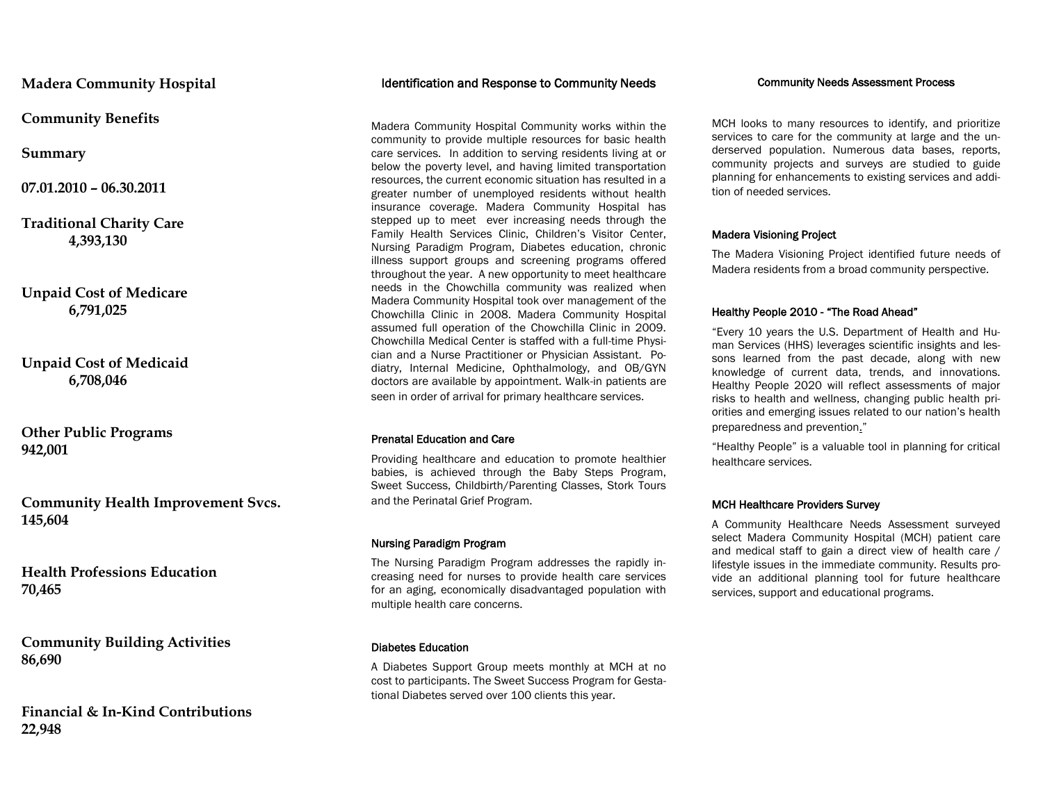# Madera Community Hospital

## Community Benefits

## Summary

## 07.01.2010 – 06.30.2011

**Traditional Charity Care**
**4,393,130**

**Unpaid Cost of Medicare**
**6,791,025**

**Unpaid Cost of Medicaid**
**6,708,046**

**Other Public Programs**
**942,001**

**Community Health Improvement Svcs.**
**145,604**

**Health Professions Education**
**70,465**

**Community Building Activities**
**86,690**

**Financial & In-Kind Contributions**
**22,948**

## Identification and Response to Community Needs

Madera Community Hospital Community works within the community to provide multiple resources for basic health care services. In addition to serving residents living at or below the poverty level, and having limited transportation resources, the current economic situation has resulted in a greater number of unemployed residents without health insurance coverage. Madera Community Hospital has stepped up to meet ever increasing needs through the Family Health Services Clinic, Children's Visitor Center, Nursing Paradigm Program, Diabetes education, chronic illness support groups and screening programs offered throughout the year. A new opportunity to meet healthcare needs in the Chowchilla community was realized when Madera Community Hospital took over management of the Chowchilla Clinic in 2008. Madera Community Hospital assumed full operation of the Chowchilla Clinic in 2009. Chowchilla Medical Center is staffed with a full-time Physician and a Nurse Practitioner or Physician Assistant. Podiatry, Internal Medicine, Ophthalmology, and OB/GYN doctors are available by appointment. Walk-in patients are seen in order of arrival for primary healthcare services.

### Prenatal Education and Care

Providing healthcare and education to promote healthier babies, is achieved through the Baby Steps Program, Sweet Success, Childbirth/Parenting Classes, Stork Tours and the Perinatal Grief Program.

### Nursing Paradigm Program

The Nursing Paradigm Program addresses the rapidly increasing need for nurses to provide health care services for an aging, economically disadvantaged population with multiple health care concerns.

### Diabetes Education

A Diabetes Support Group meets monthly at MCH at no cost to participants. The Sweet Success Program for Gestational Diabetes served over 100 clients this year.

## Community Needs Assessment Process

MCH looks to many resources to identify, and prioritize services to care for the community at large and the underserved population. Numerous data bases, reports, community projects and surveys are studied to guide planning for enhancements to existing services and addition of needed services.

### Madera Visioning Project

The Madera Visioning Project identified future needs of Madera residents from a broad community perspective.

### Healthy People 2010 - "The Road Ahead"

"Every 10 years the U.S. Department of Health and Human Services (HHS) leverages scientific insights and lessons learned from the past decade, along with new knowledge of current data, trends, and innovations. Healthy People 2020 will reflect assessments of major risks to health and wellness, changing public health priorities and emerging issues related to our nation's health preparedness and prevention."

"Healthy People" is a valuable tool in planning for critical healthcare services.

### MCH Healthcare Providers Survey

A Community Healthcare Needs Assessment surveyed select Madera Community Hospital (MCH) patient care and medical staff to gain a direct view of health care / lifestyle issues in the immediate community. Results provide an additional planning tool for future healthcare services, support and educational programs.